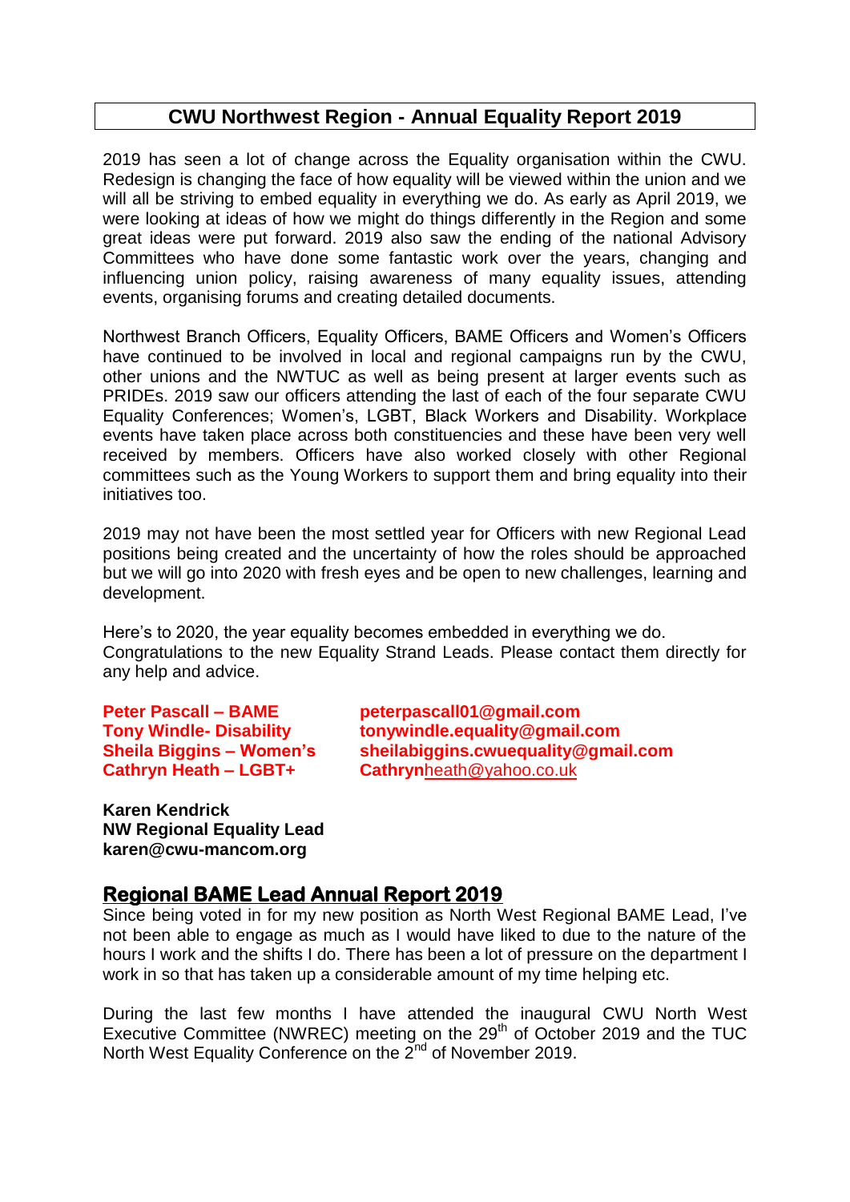# CWU Northwest Region - Annual Equality Report 2019

2019 has seen a lot of change across the Equality organisation within the CWU. Redesign is changing the face of how equality will be viewed within the union and we will all be striving to embed equality in everything we do. As early as April 2019, we were looking at ideas of how we might do things differently in the Region and some great ideas were put forward. 2019 also saw the ending of the national Advisory Committees who have done some fantastic work over the years, changing and influencing union policy, raising awareness of many equality issues, attending events, organising forums and creating detailed documents.

Northwest Branch Officers, Equality Officers, BAME Officers and Women's Officers have continued to be involved in local and regional campaigns run by the CWU, other unions and the NWTUC as well as being present at larger events such as PRIDEs. 2019 saw our officers attending the last of each of the four separate CWU Equality Conferences; Women's, LGBT, Black Workers and Disability. Workplace events have taken place across both constituencies and these have been very well received by members. Officers have also worked closely with other Regional committees such as the Young Workers to support them and bring equality into their initiatives too.

2019 may not have been the most settled year for Officers with new Regional Lead positions being created and the uncertainty of how the roles should be approached but we will go into 2020 with fresh eyes and be open to new challenges, learning and development.

Here's to 2020, the year equality becomes embedded in everything we do.
Congratulations to the new Equality Strand Leads. Please contact them directly for any help and advice.

**Peter Pascall – BAME** **peterpascall01@gmail.com**
**Tony Windle- Disability** **tonywindle.equality@gmail.com**
**Sheila Biggins – Women's** **sheilabiggins.cwuequality@gmail.com**
**Cathryn Heath – LGBT+** **Cathryn**heath@yahoo.co.uk

**Karen Kendrick**
**NW Regional Equality Lead**
**karen@cwu-mancom.org**

## Regional BAME Lead Annual Report 2019

Since being voted in for my new position as North West Regional BAME Lead, I've not been able to engage as much as I would have liked to due to the nature of the hours I work and the shifts I do. There has been a lot of pressure on the department I work in so that has taken up a considerable amount of my time helping etc.

During the last few months I have attended the inaugural CWU North West Executive Committee (NWREC) meeting on the 29th of October 2019 and the TUC North West Equality Conference on the 2nd of November 2019.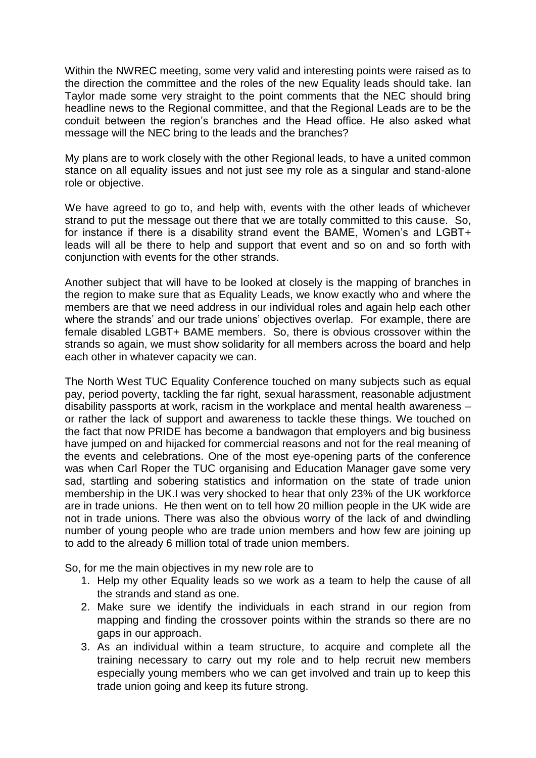Within the NWREC meeting, some very valid and interesting points were raised as to the direction the committee and the roles of the new Equality leads should take. Ian Taylor made some very straight to the point comments that the NEC should bring headline news to the Regional committee, and that the Regional Leads are to be the conduit between the region's branches and the Head office. He also asked what message will the NEC bring to the leads and the branches?

My plans are to work closely with the other Regional leads, to have a united common stance on all equality issues and not just see my role as a singular and stand-alone role or objective.

We have agreed to go to, and help with, events with the other leads of whichever strand to put the message out there that we are totally committed to this cause. So, for instance if there is a disability strand event the BAME, Women's and LGBT+ leads will all be there to help and support that event and so on and so forth with conjunction with events for the other strands.

Another subject that will have to be looked at closely is the mapping of branches in the region to make sure that as Equality Leads, we know exactly who and where the members are that we need address in our individual roles and again help each other where the strands' and our trade unions' objectives overlap. For example, there are female disabled LGBT+ BAME members. So, there is obvious crossover within the strands so again, we must show solidarity for all members across the board and help each other in whatever capacity we can.

The North West TUC Equality Conference touched on many subjects such as equal pay, period poverty, tackling the far right, sexual harassment, reasonable adjustment disability passports at work, racism in the workplace and mental health awareness – or rather the lack of support and awareness to tackle these things. We touched on the fact that now PRIDE has become a bandwagon that employers and big business have jumped on and hijacked for commercial reasons and not for the real meaning of the events and celebrations. One of the most eye-opening parts of the conference was when Carl Roper the TUC organising and Education Manager gave some very sad, startling and sobering statistics and information on the state of trade union membership in the UK.I was very shocked to hear that only 23% of the UK workforce are in trade unions. He then went on to tell how 20 million people in the UK wide are not in trade unions. There was also the obvious worry of the lack of and dwindling number of young people who are trade union members and how few are joining up to add to the already 6 million total of trade union members.

So, for me the main objectives in my new role are to

1. Help my other Equality leads so we work as a team to help the cause of all the strands and stand as one.
2. Make sure we identify the individuals in each strand in our region from mapping and finding the crossover points within the strands so there are no gaps in our approach.
3. As an individual within a team structure, to acquire and complete all the training necessary to carry out my role and to help recruit new members especially young members who we can get involved and train up to keep this trade union going and keep its future strong.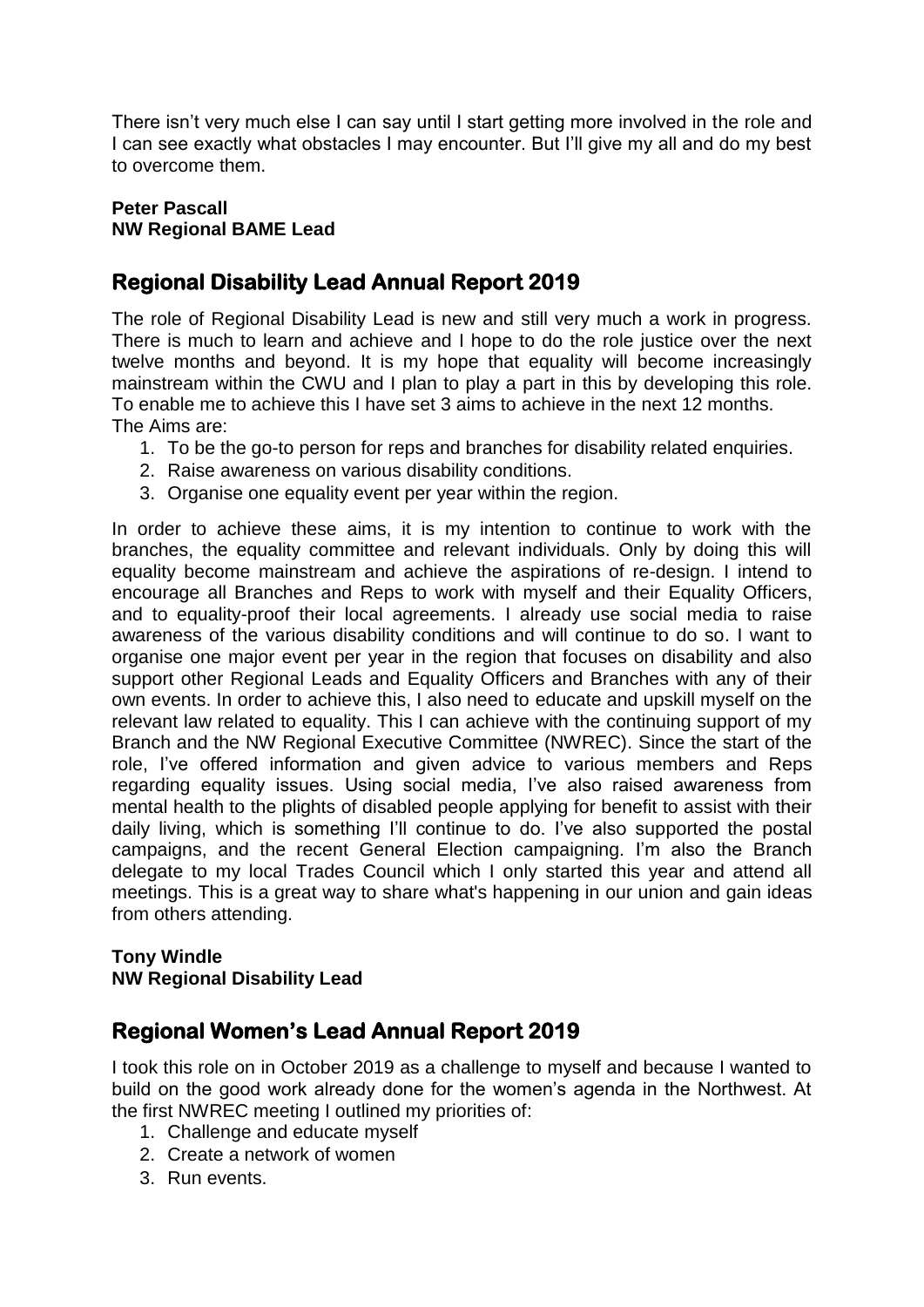There isn't very much else I can say until I start getting more involved in the role and I can see exactly what obstacles I may encounter. But I'll give my all and do my best to overcome them.

**Peter Pascall**
**NW Regional BAME Lead**

## Regional Disability Lead Annual Report 2019

The role of Regional Disability Lead is new and still very much a work in progress. There is much to learn and achieve and I hope to do the role justice over the next twelve months and beyond. It is my hope that equality will become increasingly mainstream within the CWU and I plan to play a part in this by developing this role. To enable me to achieve this I have set 3 aims to achieve in the next 12 months.
The Aims are:

1. To be the go-to person for reps and branches for disability related enquiries.
2. Raise awareness on various disability conditions.
3. Organise one equality event per year within the region.

In order to achieve these aims, it is my intention to continue to work with the branches, the equality committee and relevant individuals. Only by doing this will equality become mainstream and achieve the aspirations of re-design. I intend to encourage all Branches and Reps to work with myself and their Equality Officers, and to equality-proof their local agreements. I already use social media to raise awareness of the various disability conditions and will continue to do so. I want to organise one major event per year in the region that focuses on disability and also support other Regional Leads and Equality Officers and Branches with any of their own events. In order to achieve this, I also need to educate and upskill myself on the relevant law related to equality. This I can achieve with the continuing support of my Branch and the NW Regional Executive Committee (NWREC). Since the start of the role, I've offered information and given advice to various members and Reps regarding equality issues. Using social media, I've also raised awareness from mental health to the plights of disabled people applying for benefit to assist with their daily living, which is something I'll continue to do. I've also supported the postal campaigns, and the recent General Election campaigning. I'm also the Branch delegate to my local Trades Council which I only started this year and attend all meetings. This is a great way to share what's happening in our union and gain ideas from others attending.

**Tony Windle**
**NW Regional Disability Lead**

## Regional Women's Lead Annual Report 2019

I took this role on in October 2019 as a challenge to myself and because I wanted to build on the good work already done for the women's agenda in the Northwest. At the first NWREC meeting I outlined my priorities of:

1. Challenge and educate myself
2. Create a network of women
3. Run events.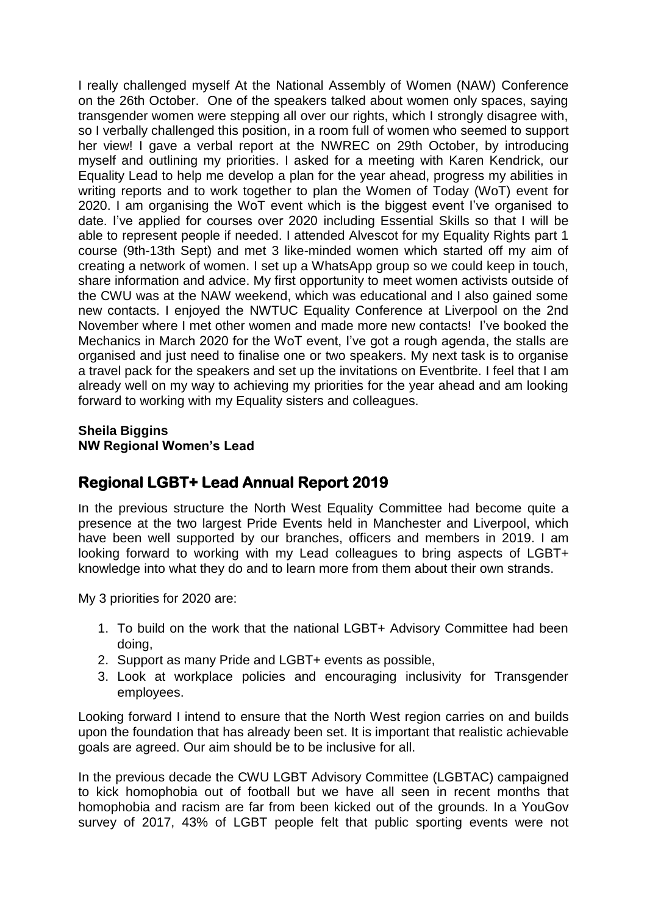I really challenged myself At the National Assembly of Women (NAW) Conference on the 26th October. One of the speakers talked about women only spaces, saying transgender women were stepping all over our rights, which I strongly disagree with, so I verbally challenged this position, in a room full of women who seemed to support her view! I gave a verbal report at the NWREC on 29th October, by introducing myself and outlining my priorities. I asked for a meeting with Karen Kendrick, our Equality Lead to help me develop a plan for the year ahead, progress my abilities in writing reports and to work together to plan the Women of Today (WoT) event for 2020. I am organising the WoT event which is the biggest event I've organised to date. I've applied for courses over 2020 including Essential Skills so that I will be able to represent people if needed. I attended Alvescot for my Equality Rights part 1 course (9th-13th Sept) and met 3 like-minded women which started off my aim of creating a network of women. I set up a WhatsApp group so we could keep in touch, share information and advice. My first opportunity to meet women activists outside of the CWU was at the NAW weekend, which was educational and I also gained some new contacts. I enjoyed the NWTUC Equality Conference at Liverpool on the 2nd November where I met other women and made more new contacts! I've booked the Mechanics in March 2020 for the WoT event, I've got a rough agenda, the stalls are organised and just need to finalise one or two speakers. My next task is to organise a travel pack for the speakers and set up the invitations on Eventbrite. I feel that I am already well on my way to achieving my priorities for the year ahead and am looking forward to working with my Equality sisters and colleagues.

**Sheila Biggins**
**NW Regional Women's Lead**

## Regional LGBT+ Lead Annual Report 2019

In the previous structure the North West Equality Committee had become quite a presence at the two largest Pride Events held in Manchester and Liverpool, which have been well supported by our branches, officers and members in 2019. I am looking forward to working with my Lead colleagues to bring aspects of LGBT+ knowledge into what they do and to learn more from them about their own strands.

My 3 priorities for 2020 are:

1. To build on the work that the national LGBT+ Advisory Committee had been doing,
2. Support as many Pride and LGBT+ events as possible,
3. Look at workplace policies and encouraging inclusivity for Transgender employees.

Looking forward I intend to ensure that the North West region carries on and builds upon the foundation that has already been set. It is important that realistic achievable goals are agreed. Our aim should be to be inclusive for all.

In the previous decade the CWU LGBT Advisory Committee (LGBTAC) campaigned to kick homophobia out of football but we have all seen in recent months that homophobia and racism are far from been kicked out of the grounds. In a YouGov survey of 2017, 43% of LGBT people felt that public sporting events were not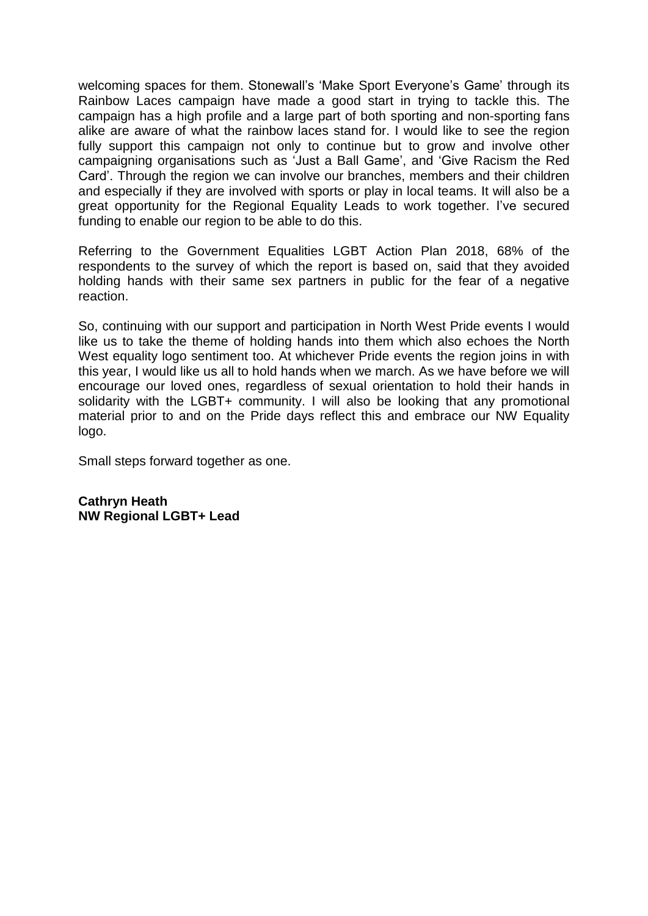welcoming spaces for them. Stonewall's 'Make Sport Everyone's Game' through its Rainbow Laces campaign have made a good start in trying to tackle this. The campaign has a high profile and a large part of both sporting and non-sporting fans alike are aware of what the rainbow laces stand for. I would like to see the region fully support this campaign not only to continue but to grow and involve other campaigning organisations such as 'Just a Ball Game', and 'Give Racism the Red Card'. Through the region we can involve our branches, members and their children and especially if they are involved with sports or play in local teams. It will also be a great opportunity for the Regional Equality Leads to work together. I've secured funding to enable our region to be able to do this.

Referring to the Government Equalities LGBT Action Plan 2018, 68% of the respondents to the survey of which the report is based on, said that they avoided holding hands with their same sex partners in public for the fear of a negative reaction.

So, continuing with our support and participation in North West Pride events I would like us to take the theme of holding hands into them which also echoes the North West equality logo sentiment too. At whichever Pride events the region joins in with this year, I would like us all to hold hands when we march. As we have before we will encourage our loved ones, regardless of sexual orientation to hold their hands in solidarity with the LGBT+ community. I will also be looking that any promotional material prior to and on the Pride days reflect this and embrace our NW Equality logo.

Small steps forward together as one.

**Cathryn Heath**
**NW Regional LGBT+ Lead**